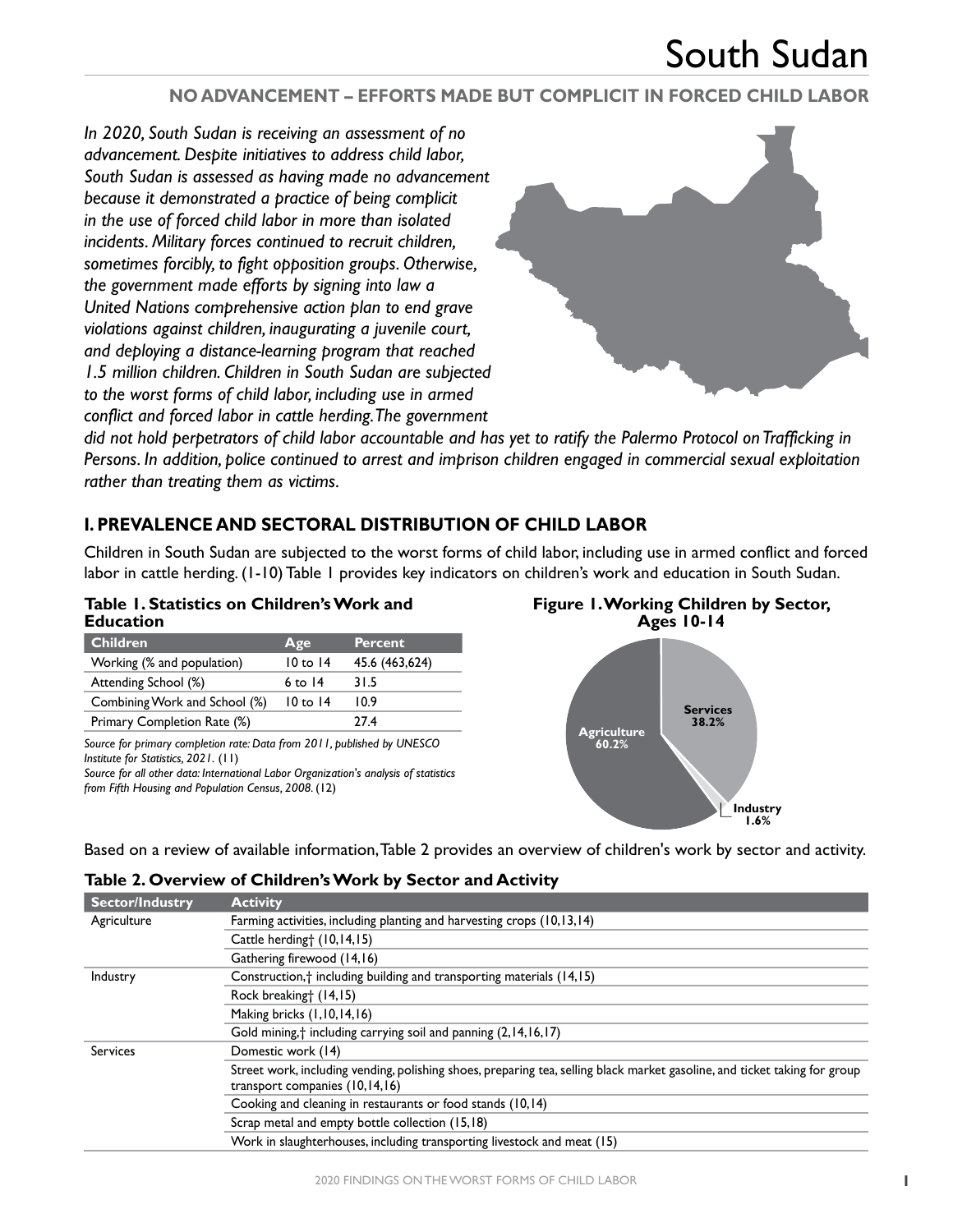# South Sudan

## NO ADVANCEMENT – EFFORTS MADE BUT COMPLICIT IN FORCED CHILD LABOR

*In 2020, South Sudan is receiving an assessment of no advancement. Despite initiatives to address child labor, South Sudan is assessed as having made no advancement because it demonstrated a practice of being complicit in the use of forced child labor in more than isolated incidents. Military forces continued to recruit children, sometimes forcibly, to fight opposition groups. Otherwise, the government made efforts by signing into law a United Nations comprehensive action plan to end grave violations against children, inaugurating a juvenile court, and deploying a distance-learning program that reached 1.5 million children. Children in South Sudan are subjected to the worst forms of child labor, including use in armed conflict and forced labor in cattle herding. The government did not hold perpetrators of child labor accountable and has yet to ratify the Palermo Protocol on Trafficking in Persons. In addition, police continued to arrest and imprison children engaged in commercial sexual exploitation rather than treating them as victims.*

## I. PREVALENCE AND SECTORAL DISTRIBUTION OF CHILD LABOR

Children in South Sudan are subjected to the worst forms of child labor, including use in armed conflict and forced labor in cattle herding. (1-10) Table 1 provides key indicators on children's work and education in South Sudan.

**Table 1. Statistics on Children's Work and Education**

| Children | Age | Percent |
|---|---|---|
| Working (% and population) | 10 to 14 | 45.6 (463,624) |
| Attending School (%) | 6 to 14 | 31.5 |
| Combining Work and School (%) | 10 to 14 | 10.9 |
| Primary Completion Rate (%) | | 27.4 |

*Source for primary completion rate: Data from 2011, published by UNESCO Institute for Statistics, 2021.* (11)
*Source for all other data: International Labor Organization's analysis of statistics from Fifth Housing and Population Census, 2008.* (12)

**Figure 1. Working Children by Sector, Ages 10-14**

Services
38.2%

Agriculture
60.2%

Industry
1.6%

Based on a review of available information, Table 2 provides an overview of children's work by sector and activity.

**Table 2. Overview of Children's Work by Sector and Activity**

| Sector/Industry | Activity |
|---|---|
| Agriculture | Farming activities, including planting and harvesting crops (10,13,14) |
| | Cattle herding† (10,14,15) |
| | Gathering firewood (14,16) |
| Industry | Construction,† including building and transporting materials (14,15) |
| | Rock breaking† (14,15) |
| | Making bricks (1,10,14,16) |
| | Gold mining,† including carrying soil and panning (2,14,16,17) |
| Services | Domestic work (14) |
| | Street work, including vending, polishing shoes, preparing tea, selling black market gasoline, and ticket taking for group transport companies (10,14,16) |
| | Cooking and cleaning in restaurants or food stands (10,14) |
| | Scrap metal and empty bottle collection (15,18) |
| | Work in slaughterhouses, including transporting livestock and meat (15) |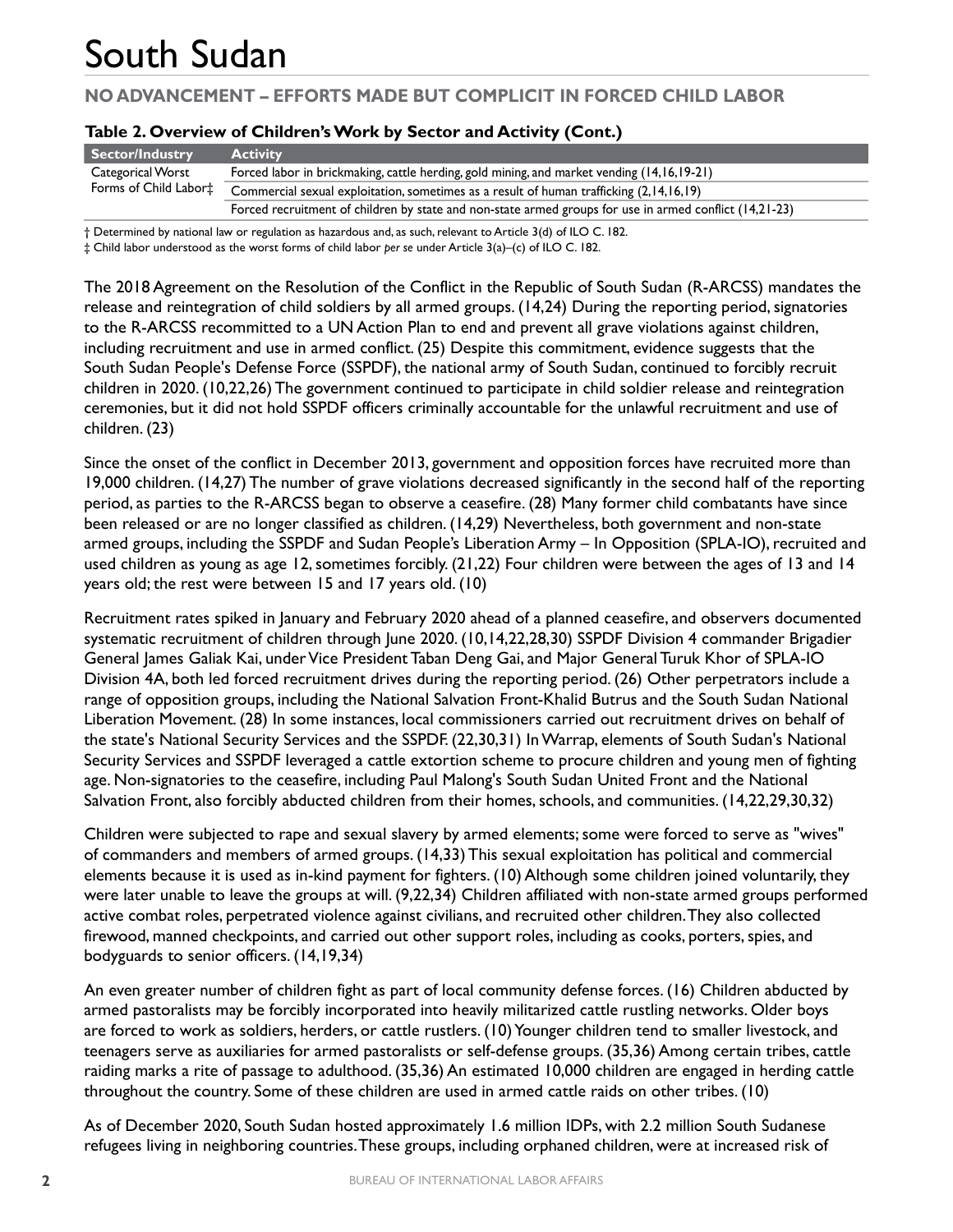# South Sudan

## NO ADVANCEMENT – EFFORTS MADE BUT COMPLICIT IN FORCED CHILD LABOR

**Table 2. Overview of Children's Work by Sector and Activity (Cont.)**

| Sector/Industry | Activity |
|---|---|
| Categorical Worst Forms of Child Labor‡ | Forced labor in brickmaking, cattle herding, gold mining, and market vending (14,16,19-21) |
| | Commercial sexual exploitation, sometimes as a result of human trafficking (2,14,16,19) |
| | Forced recruitment of children by state and non-state armed groups for use in armed conflict (14,21-23) |

† Determined by national law or regulation as hazardous and, as such, relevant to Article 3(d) of ILO C. 182.
‡ Child labor understood as the worst forms of child labor *per se* under Article 3(a)–(c) of ILO C. 182.

The 2018 Agreement on the Resolution of the Conflict in the Republic of South Sudan (R-ARCSS) mandates the release and reintegration of child soldiers by all armed groups. (14,24) During the reporting period, signatories to the R-ARCSS recommitted to a UN Action Plan to end and prevent all grave violations against children, including recruitment and use in armed conflict. (25) Despite this commitment, evidence suggests that the South Sudan People's Defense Force (SSPDF), the national army of South Sudan, continued to forcibly recruit children in 2020. (10,22,26) The government continued to participate in child soldier release and reintegration ceremonies, but it did not hold SSPDF officers criminally accountable for the unlawful recruitment and use of children. (23)

Since the onset of the conflict in December 2013, government and opposition forces have recruited more than 19,000 children. (14,27) The number of grave violations decreased significantly in the second half of the reporting period, as parties to the R-ARCSS began to observe a ceasefire. (28) Many former child combatants have since been released or are no longer classified as children. (14,29) Nevertheless, both government and non-state armed groups, including the SSPDF and Sudan People's Liberation Army – In Opposition (SPLA-IO), recruited and used children as young as age 12, sometimes forcibly. (21,22) Four children were between the ages of 13 and 14 years old; the rest were between 15 and 17 years old. (10)

Recruitment rates spiked in January and February 2020 ahead of a planned ceasefire, and observers documented systematic recruitment of children through June 2020. (10,14,22,28,30) SSPDF Division 4 commander Brigadier General James Galiak Kai, under Vice President Taban Deng Gai, and Major General Turuk Khor of SPLA-IO Division 4A, both led forced recruitment drives during the reporting period. (26) Other perpetrators include a range of opposition groups, including the National Salvation Front-Khalid Butrus and the South Sudan National Liberation Movement. (28) In some instances, local commissioners carried out recruitment drives on behalf of the state's National Security Services and the SSPDF. (22,30,31) In Warrap, elements of South Sudan's National Security Services and SSPDF leveraged a cattle extortion scheme to procure children and young men of fighting age. Non-signatories to the ceasefire, including Paul Malong's South Sudan United Front and the National Salvation Front, also forcibly abducted children from their homes, schools, and communities. (14,22,29,30,32)

Children were subjected to rape and sexual slavery by armed elements; some were forced to serve as "wives" of commanders and members of armed groups. (14,33) This sexual exploitation has political and commercial elements because it is used as in-kind payment for fighters. (10) Although some children joined voluntarily, they were later unable to leave the groups at will. (9,22,34) Children affiliated with non-state armed groups performed active combat roles, perpetrated violence against civilians, and recruited other children. They also collected firewood, manned checkpoints, and carried out other support roles, including as cooks, porters, spies, and bodyguards to senior officers. (14,19,34)

An even greater number of children fight as part of local community defense forces. (16) Children abducted by armed pastoralists may be forcibly incorporated into heavily militarized cattle rustling networks. Older boys are forced to work as soldiers, herders, or cattle rustlers. (10) Younger children tend to smaller livestock, and teenagers serve as auxiliaries for armed pastoralists or self-defense groups. (35,36) Among certain tribes, cattle raiding marks a rite of passage to adulthood. (35,36) An estimated 10,000 children are engaged in herding cattle throughout the country. Some of these children are used in armed cattle raids on other tribes. (10)

As of December 2020, South Sudan hosted approximately 1.6 million IDPs, with 2.2 million South Sudanese refugees living in neighboring countries. These groups, including orphaned children, were at increased risk of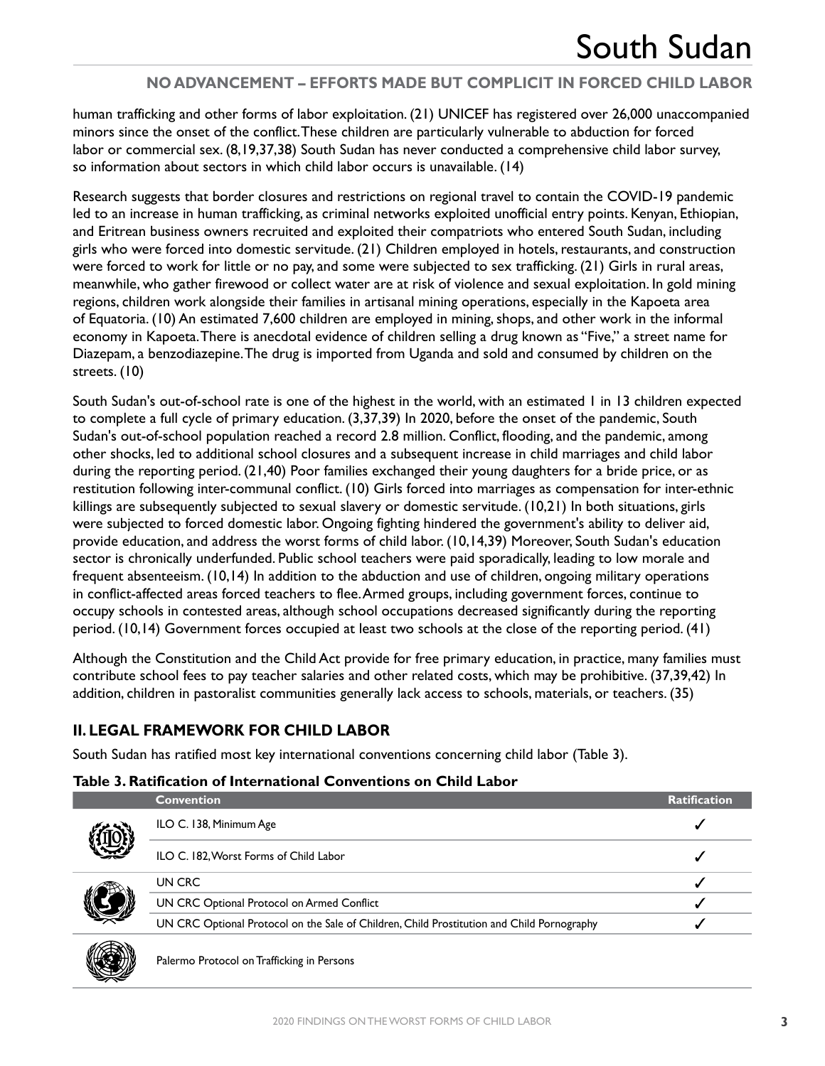human trafficking and other forms of labor exploitation. (21) UNICEF has registered over 26,000 unaccompanied minors since the onset of the conflict. These children are particularly vulnerable to abduction for forced labor or commercial sex. (8,19,37,38) South Sudan has never conducted a comprehensive child labor survey, so information about sectors in which child labor occurs is unavailable. (14)

Research suggests that border closures and restrictions on regional travel to contain the COVID-19 pandemic led to an increase in human trafficking, as criminal networks exploited unofficial entry points. Kenyan, Ethiopian, and Eritrean business owners recruited and exploited their compatriots who entered South Sudan, including girls who were forced into domestic servitude. (21) Children employed in hotels, restaurants, and construction were forced to work for little or no pay, and some were subjected to sex trafficking. (21) Girls in rural areas, meanwhile, who gather firewood or collect water are at risk of violence and sexual exploitation. In gold mining regions, children work alongside their families in artisanal mining operations, especially in the Kapoeta area of Equatoria. (10) An estimated 7,600 children are employed in mining, shops, and other work in the informal economy in Kapoeta. There is anecdotal evidence of children selling a drug known as "Five," a street name for Diazepam, a benzodiazepine. The drug is imported from Uganda and sold and consumed by children on the streets. (10)

South Sudan's out-of-school rate is one of the highest in the world, with an estimated 1 in 13 children expected to complete a full cycle of primary education. (3,37,39) In 2020, before the onset of the pandemic, South Sudan's out-of-school population reached a record 2.8 million. Conflict, flooding, and the pandemic, among other shocks, led to additional school closures and a subsequent increase in child marriages and child labor during the reporting period. (21,40) Poor families exchanged their young daughters for a bride price, or as restitution following inter-communal conflict. (10) Girls forced into marriages as compensation for inter-ethnic killings are subsequently subjected to sexual slavery or domestic servitude. (10,21) In both situations, girls were subjected to forced domestic labor. Ongoing fighting hindered the government's ability to deliver aid, provide education, and address the worst forms of child labor. (10,14,39) Moreover, South Sudan's education sector is chronically underfunded. Public school teachers were paid sporadically, leading to low morale and frequent absenteeism. (10,14) In addition to the abduction and use of children, ongoing military operations in conflict-affected areas forced teachers to flee. Armed groups, including government forces, continue to occupy schools in contested areas, although school occupations decreased significantly during the reporting period. (10,14) Government forces occupied at least two schools at the close of the reporting period. (41)

Although the Constitution and the Child Act provide for free primary education, in practice, many families must contribute school fees to pay teacher salaries and other related costs, which may be prohibitive. (37,39,42) In addition, children in pastoralist communities generally lack access to schools, materials, or teachers. (35)

## II. LEGAL FRAMEWORK FOR CHILD LABOR

South Sudan has ratified most key international conventions concerning child labor (Table 3).

**Table 3. Ratification of International Conventions on Child Labor**

| Convention | Ratification |
|---|---|
| ILO C. 138, Minimum Age | ✓ |
| ILO C. 182, Worst Forms of Child Labor | ✓ |
| UN CRC | ✓ |
| UN CRC Optional Protocol on Armed Conflict | ✓ |
| UN CRC Optional Protocol on the Sale of Children, Child Prostitution and Child Pornography | ✓ |
| Palermo Protocol on Trafficking in Persons | |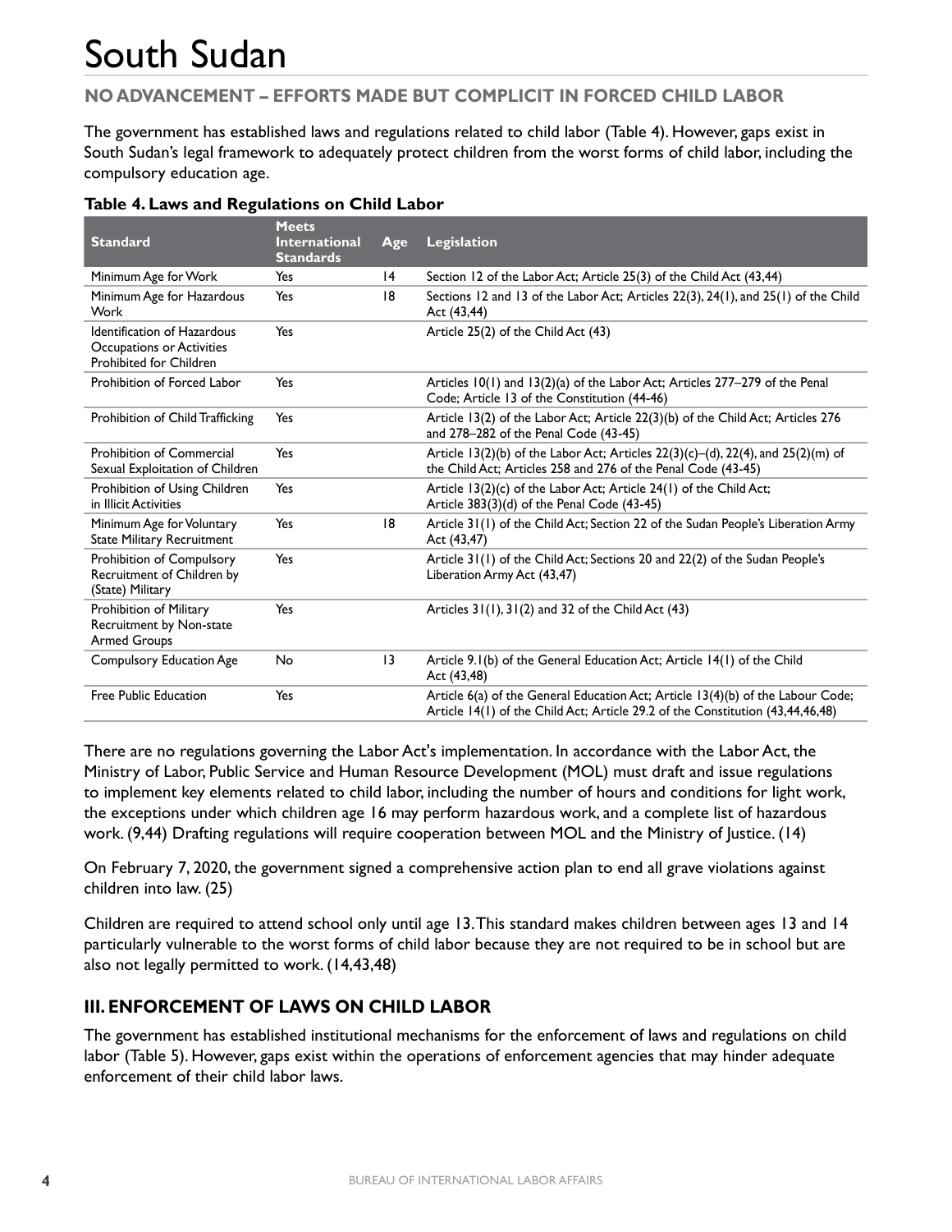# South Sudan

## NO ADVANCEMENT – EFFORTS MADE BUT COMPLICIT IN FORCED CHILD LABOR

The government has established laws and regulations related to child labor (Table 4). However, gaps exist in South Sudan's legal framework to adequately protect children from the worst forms of child labor, including the compulsory education age.

**Table 4. Laws and Regulations on Child Labor**

| Standard | Meets International Standards | Age | Legislation |
|---|---|---|---|
| Minimum Age for Work | Yes | 14 | Section 12 of the Labor Act; Article 25(3) of the Child Act (43,44) |
| Minimum Age for Hazardous Work | Yes | 18 | Sections 12 and 13 of the Labor Act; Articles 22(3), 24(1), and 25(1) of the Child Act (43,44) |
| Identification of Hazardous Occupations or Activities Prohibited for Children | Yes | | Article 25(2) of the Child Act (43) |
| Prohibition of Forced Labor | Yes | | Articles 10(1) and 13(2)(a) of the Labor Act; Articles 277–279 of the Penal Code; Article 13 of the Constitution (44-46) |
| Prohibition of Child Trafficking | Yes | | Article 13(2) of the Labor Act; Article 22(3)(b) of the Child Act; Articles 276 and 278–282 of the Penal Code (43-45) |
| Prohibition of Commercial Sexual Exploitation of Children | Yes | | Article 13(2)(b) of the Labor Act; Articles 22(3)(c)–(d), 22(4), and 25(2)(m) of the Child Act; Articles 258 and 276 of the Penal Code (43-45) |
| Prohibition of Using Children in Illicit Activities | Yes | | Article 13(2)(c) of the Labor Act; Article 24(1) of the Child Act; Article 383(3)(d) of the Penal Code (43-45) |
| Minimum Age for Voluntary State Military Recruitment | Yes | 18 | Article 31(1) of the Child Act; Section 22 of the Sudan People's Liberation Army Act (43,47) |
| Prohibition of Compulsory Recruitment of Children by (State) Military | Yes | | Article 31(1) of the Child Act; Sections 20 and 22(2) of the Sudan People's Liberation Army Act (43,47) |
| Prohibition of Military Recruitment by Non-state Armed Groups | Yes | | Articles 31(1), 31(2) and 32 of the Child Act (43) |
| Compulsory Education Age | No | 13 | Article 9.1(b) of the General Education Act; Article 14(1) of the Child Act (43,48) |
| Free Public Education | Yes | | Article 6(a) of the General Education Act; Article 13(4)(b) of the Labour Code; Article 14(1) of the Child Act; Article 29.2 of the Constitution (43,44,46,48) |

There are no regulations governing the Labor Act's implementation. In accordance with the Labor Act, the Ministry of Labor, Public Service and Human Resource Development (MOL) must draft and issue regulations to implement key elements related to child labor, including the number of hours and conditions for light work, the exceptions under which children age 16 may perform hazardous work, and a complete list of hazardous work. (9,44) Drafting regulations will require cooperation between MOL and the Ministry of Justice. (14)

On February 7, 2020, the government signed a comprehensive action plan to end all grave violations against children into law. (25)

Children are required to attend school only until age 13. This standard makes children between ages 13 and 14 particularly vulnerable to the worst forms of child labor because they are not required to be in school but are also not legally permitted to work. (14,43,48)

## III. ENFORCEMENT OF LAWS ON CHILD LABOR

The government has established institutional mechanisms for the enforcement of laws and regulations on child labor (Table 5). However, gaps exist within the operations of enforcement agencies that may hinder adequate enforcement of their child labor laws.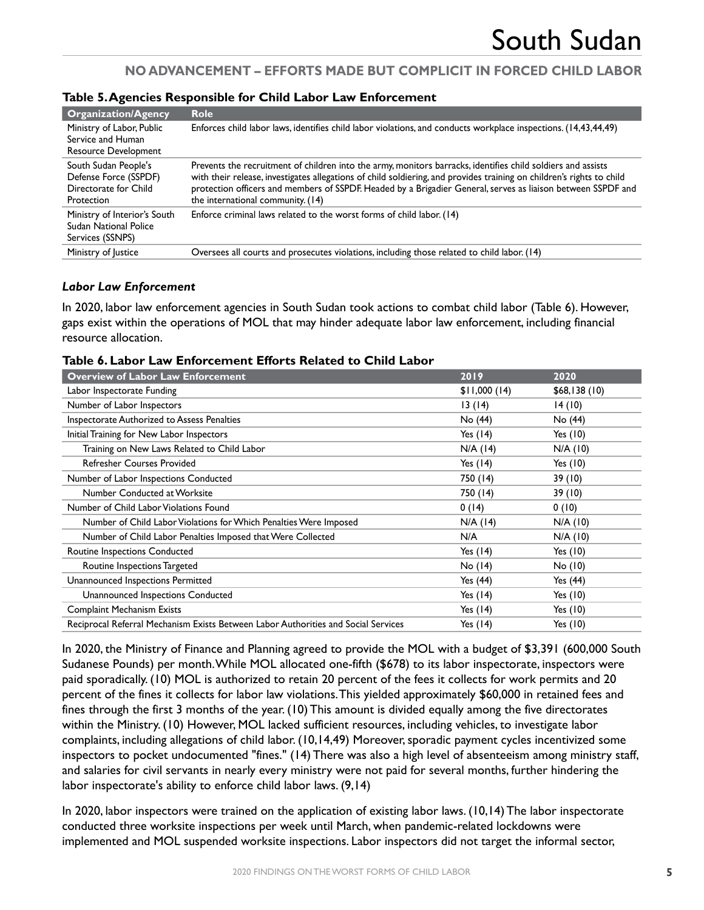**Table 5. Agencies Responsible for Child Labor Law Enforcement**

| Organization/Agency | Role |
| --- | --- |
| Ministry of Labor, Public Service and Human Resource Development | Enforces child labor laws, identifies child labor violations, and conducts workplace inspections. (14,43,44,49) |
| South Sudan People's Defense Force (SSPDF) Directorate for Child Protection | Prevents the recruitment of children into the army, monitors barracks, identifies child soldiers and assists with their release, investigates allegations of child soldiering, and provides training on children's rights to child protection officers and members of SSPDF. Headed by a Brigadier General, serves as liaison between SSPDF and the international community. (14) |
| Ministry of Interior's South Sudan National Police Services (SSNPS) | Enforce criminal laws related to the worst forms of child labor. (14) |
| Ministry of Justice | Oversees all courts and prosecutes violations, including those related to child labor. (14) |

### *Labor Law Enforcement*

In 2020, labor law enforcement agencies in South Sudan took actions to combat child labor (Table 6). However, gaps exist within the operations of MOL that may hinder adequate labor law enforcement, including financial resource allocation.

**Table 6. Labor Law Enforcement Efforts Related to Child Labor**

| Overview of Labor Law Enforcement | 2019 | 2020 |
| --- | --- | --- |
| Labor Inspectorate Funding | $11,000 (14) | $68,138 (10) |
| Number of Labor Inspectors | 13 (14) | 14 (10) |
| Inspectorate Authorized to Assess Penalties | No (44) | No (44) |
| Initial Training for New Labor Inspectors | Yes (14) | Yes (10) |
| Training on New Laws Related to Child Labor | N/A (14) | N/A (10) |
| Refresher Courses Provided | Yes (14) | Yes (10) |
| Number of Labor Inspections Conducted | 750 (14) | 39 (10) |
| Number Conducted at Worksite | 750 (14) | 39 (10) |
| Number of Child Labor Violations Found | 0 (14) | 0 (10) |
| Number of Child Labor Violations for Which Penalties Were Imposed | N/A (14) | N/A (10) |
| Number of Child Labor Penalties Imposed that Were Collected | N/A | N/A (10) |
| Routine Inspections Conducted | Yes (14) | Yes (10) |
| Routine Inspections Targeted | No (14) | No (10) |
| Unannounced Inspections Permitted | Yes (44) | Yes (44) |
| Unannounced Inspections Conducted | Yes (14) | Yes (10) |
| Complaint Mechanism Exists | Yes (14) | Yes (10) |
| Reciprocal Referral Mechanism Exists Between Labor Authorities and Social Services | Yes (14) | Yes (10) |

In 2020, the Ministry of Finance and Planning agreed to provide the MOL with a budget of $3,391 (600,000 South Sudanese Pounds) per month. While MOL allocated one-fifth ($678) to its labor inspectorate, inspectors were paid sporadically. (10) MOL is authorized to retain 20 percent of the fees it collects for work permits and 20 percent of the fines it collects for labor law violations. This yielded approximately $60,000 in retained fees and fines through the first 3 months of the year. (10) This amount is divided equally among the five directorates within the Ministry. (10) However, MOL lacked sufficient resources, including vehicles, to investigate labor complaints, including allegations of child labor. (10,14,49) Moreover, sporadic payment cycles incentivized some inspectors to pocket undocumented "fines." (14) There was also a high level of absenteeism among ministry staff, and salaries for civil servants in nearly every ministry were not paid for several months, further hindering the labor inspectorate's ability to enforce child labor laws. (9,14)

In 2020, labor inspectors were trained on the application of existing labor laws. (10,14) The labor inspectorate conducted three worksite inspections per week until March, when pandemic-related lockdowns were implemented and MOL suspended worksite inspections. Labor inspectors did not target the informal sector,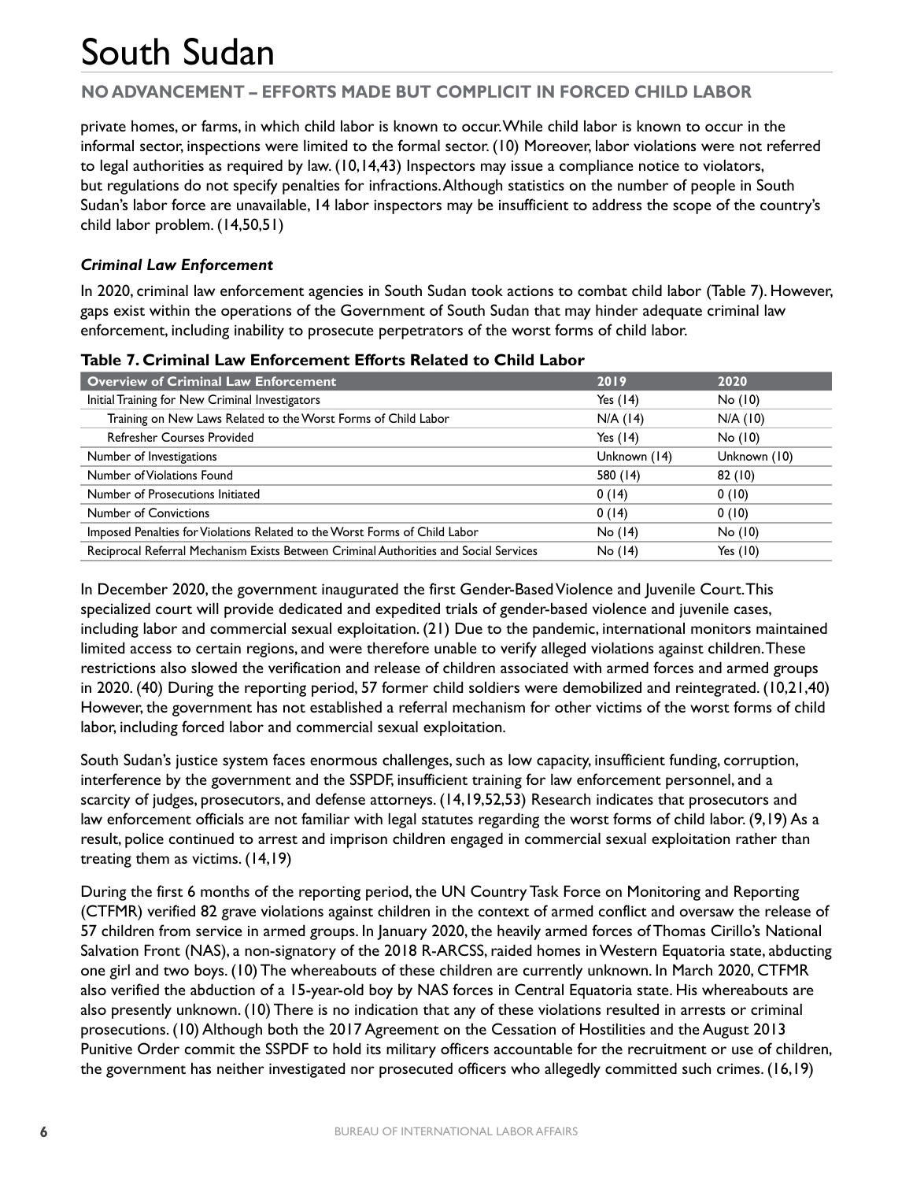private homes, or farms, in which child labor is known to occur. While child labor is known to occur in the informal sector, inspections were limited to the formal sector. (10) Moreover, labor violations were not referred to legal authorities as required by law. (10,14,43) Inspectors may issue a compliance notice to violators, but regulations do not specify penalties for infractions. Although statistics on the number of people in South Sudan's labor force are unavailable, 14 labor inspectors may be insufficient to address the scope of the country's child labor problem. (14,50,51)

### *Criminal Law Enforcement*

In 2020, criminal law enforcement agencies in South Sudan took actions to combat child labor (Table 7). However, gaps exist within the operations of the Government of South Sudan that may hinder adequate criminal law enforcement, including inability to prosecute perpetrators of the worst forms of child labor.

**Table 7. Criminal Law Enforcement Efforts Related to Child Labor**

| Overview of Criminal Law Enforcement | 2019 | 2020 |
|---|---|---|
| Initial Training for New Criminal Investigators | Yes (14) | No (10) |
| Training on New Laws Related to the Worst Forms of Child Labor | N/A (14) | N/A (10) |
| Refresher Courses Provided | Yes (14) | No (10) |
| Number of Investigations | Unknown (14) | Unknown (10) |
| Number of Violations Found | 580 (14) | 82 (10) |
| Number of Prosecutions Initiated | 0 (14) | 0 (10) |
| Number of Convictions | 0 (14) | 0 (10) |
| Imposed Penalties for Violations Related to the Worst Forms of Child Labor | No (14) | No (10) |
| Reciprocal Referral Mechanism Exists Between Criminal Authorities and Social Services | No (14) | Yes (10) |

In December 2020, the government inaugurated the first Gender-Based Violence and Juvenile Court. This specialized court will provide dedicated and expedited trials of gender-based violence and juvenile cases, including labor and commercial sexual exploitation. (21) Due to the pandemic, international monitors maintained limited access to certain regions, and were therefore unable to verify alleged violations against children. These restrictions also slowed the verification and release of children associated with armed forces and armed groups in 2020. (40) During the reporting period, 57 former child soldiers were demobilized and reintegrated. (10,21,40) However, the government has not established a referral mechanism for other victims of the worst forms of child labor, including forced labor and commercial sexual exploitation.

South Sudan's justice system faces enormous challenges, such as low capacity, insufficient funding, corruption, interference by the government and the SSPDF, insufficient training for law enforcement personnel, and a scarcity of judges, prosecutors, and defense attorneys. (14,19,52,53) Research indicates that prosecutors and law enforcement officials are not familiar with legal statutes regarding the worst forms of child labor. (9,19) As a result, police continued to arrest and imprison children engaged in commercial sexual exploitation rather than treating them as victims. (14,19)

During the first 6 months of the reporting period, the UN Country Task Force on Monitoring and Reporting (CTFMR) verified 82 grave violations against children in the context of armed conflict and oversaw the release of 57 children from service in armed groups. In January 2020, the heavily armed forces of Thomas Cirillo's National Salvation Front (NAS), a non-signatory of the 2018 R-ARCSS, raided homes in Western Equatoria state, abducting one girl and two boys. (10) The whereabouts of these children are currently unknown. In March 2020, CTFMR also verified the abduction of a 15-year-old boy by NAS forces in Central Equatoria state. His whereabouts are also presently unknown. (10) There is no indication that any of these violations resulted in arrests or criminal prosecutions. (10) Although both the 2017 Agreement on the Cessation of Hostilities and the August 2013 Punitive Order commit the SSPDF to hold its military officers accountable for the recruitment or use of children, the government has neither investigated nor prosecuted officers who allegedly committed such crimes. (16,19)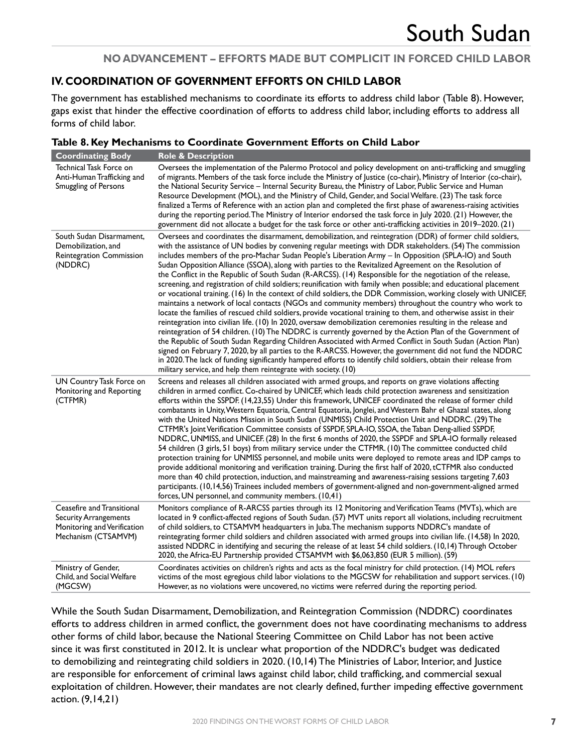## NO ADVANCEMENT – EFFORTS MADE BUT COMPLICIT IN FORCED CHILD LABOR

## IV. COORDINATION OF GOVERNMENT EFFORTS ON CHILD LABOR

The government has established mechanisms to coordinate its efforts to address child labor (Table 8). However, gaps exist that hinder the effective coordination of efforts to address child labor, including efforts to address all forms of child labor.

**Table 8. Key Mechanisms to Coordinate Government Efforts on Child Labor**

| Coordinating Body | Role & Description |
|---|---|
| Technical Task Force on Anti-Human Trafficking and Smuggling of Persons | Oversees the implementation of the Palermo Protocol and policy development on anti-trafficking and smuggling of migrants. Members of the task force include the Ministry of Justice (co-chair), Ministry of Interior (co-chair), the National Security Service – Internal Security Bureau, the Ministry of Labor, Public Service and Human Resource Development (MOL), and the Ministry of Child, Gender, and Social Welfare. (23) The task force finalized a Terms of Reference with an action plan and completed the first phase of awareness-raising activities during the reporting period. The Ministry of Interior endorsed the task force in July 2020. (21) However, the government did not allocate a budget for the task force or other anti-trafficking activities in 2019–2020. (21) |
| South Sudan Disarmament, Demobilization, and Reintegration Commission (NDDRC) | Oversees and coordinates the disarmament, demobilization, and reintegration (DDR) of former child soldiers, with the assistance of UN bodies by convening regular meetings with DDR stakeholders. (54) The commission includes members of the pro-Machar Sudan People's Liberation Army – In Opposition (SPLA-IO) and South Sudan Opposition Alliance (SSOA), along with parties to the Revitalized Agreement on the Resolution of the Conflict in the Republic of South Sudan (R-ARCSS). (14) Responsible for the negotiation of the release, screening, and registration of child soldiers; reunification with family when possible; and educational placement or vocational training. (16) In the context of child soldiers, the DDR Commission, working closely with UNICEF, maintains a network of local contacts (NGOs and community members) throughout the country who work to locate the families of rescued child soldiers, provide vocational training to them, and otherwise assist in their reintegration into civilian life. (10) In 2020, oversaw demobilization ceremonies resulting in the release and reintegration of 54 children. (10) The NDDRC is currently governed by the Action Plan of the Government of the Republic of South Sudan Regarding Children Associated with Armed Conflict in South Sudan (Action Plan) signed on February 7, 2020, by all parties to the R-ARCSS. However, the government did not fund the NDDRC in 2020. The lack of funding significantly hampered efforts to identify child soldiers, obtain their release from military service, and help them reintegrate with society. (10) |
| UN Country Task Force on Monitoring and Reporting (CTFMR) | Screens and releases all children associated with armed groups, and reports on grave violations affecting children in armed conflict. Co-chaired by UNICEF, which leads child protection awareness and sensitization efforts within the SSPDF. (14,23,55) Under this framework, UNICEF coordinated the release of former child combatants in Unity, Western Equatoria, Central Equatoria, Jonglei, and Western Bahr el Ghazal states, along with the United Nations Mission in South Sudan (UNMISS) Child Protection Unit and NDDRC. (29) The CTFMR's Joint Verification Committee consists of SSPDF, SPLA-IO, SSOA, the Taban Deng-allied SSPDF, NDDRC, UNMISS, and UNICEF. (28) In the first 6 months of 2020, the SSPDF and SPLA-IO formally released 54 children (3 girls, 51 boys) from military service under the CTFMR. (10) The committee conducted child protection training for UNMISS personnel, and mobile units were deployed to remote areas and IDP camps to provide additional monitoring and verification training. During the first half of 2020, tCTFMR also conducted more than 40 child protection, induction, and mainstreaming and awareness-raising sessions targeting 7,603 participants. (10,14,56) Trainees included members of government-aligned and non-government-aligned armed forces, UN personnel, and community members. (10,41) |
| Ceasefire and Transitional Security Arrangements Monitoring and Verification Mechanism (CTSAMVM) | Monitors compliance of R-ARCSS parties through its 12 Monitoring and Verification Teams (MVTs), which are located in 9 conflict-affected regions of South Sudan. (57) MVT units report all violations, including recruitment of child soldiers, to CTSAMVM headquarters in Juba. The mechanism supports NDDRC's mandate of reintegrating former child soldiers and children associated with armed groups into civilian life. (14,58) In 2020, assisted NDDRC in identifying and securing the release of at least 54 child soldiers. (10,14) Through October 2020, the Africa-EU Partnership provided CTSAMVM with $6,063,850 (EUR 5 million). (59) |
| Ministry of Gender, Child, and Social Welfare (MGCSW) | Coordinates activities on children's rights and acts as the focal ministry for child protection. (14) MOL refers victims of the most egregious child labor violations to the MGCSW for rehabilitation and support services. (10) However, as no violations were uncovered, no victims were referred during the reporting period. |

While the South Sudan Disarmament, Demobilization, and Reintegration Commission (NDDRC) coordinates efforts to address children in armed conflict, the government does not have coordinating mechanisms to address other forms of child labor, because the National Steering Committee on Child Labor has not been active since it was first constituted in 2012. It is unclear what proportion of the NDDRC's budget was dedicated to demobilizing and reintegrating child soldiers in 2020. (10,14) The Ministries of Labor, Interior, and Justice are responsible for enforcement of criminal laws against child labor, child trafficking, and commercial sexual exploitation of children. However, their mandates are not clearly defined, further impeding effective government action. (9,14,21)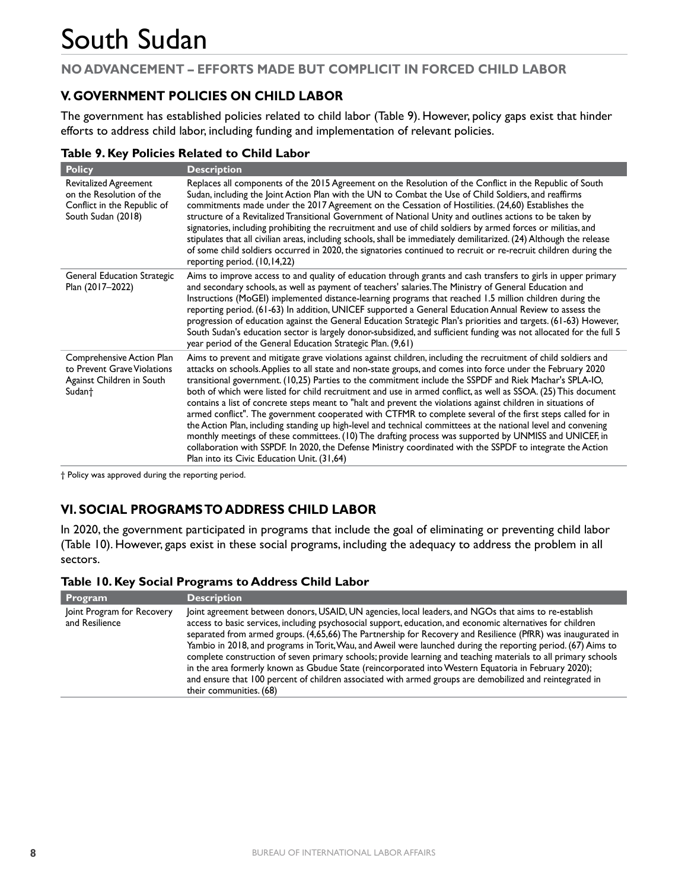# South Sudan

## NO ADVANCEMENT – EFFORTS MADE BUT COMPLICIT IN FORCED CHILD LABOR

## V. GOVERNMENT POLICIES ON CHILD LABOR

The government has established policies related to child labor (Table 9). However, policy gaps exist that hinder efforts to address child labor, including funding and implementation of relevant policies.

### Table 9. Key Policies Related to Child Labor

| Policy | Description |
| --- | --- |
| Revitalized Agreement on the Resolution of the Conflict in the Republic of South Sudan (2018) | Replaces all components of the 2015 Agreement on the Resolution of the Conflict in the Republic of South Sudan, including the Joint Action Plan with the UN to Combat the Use of Child Soldiers, and reaffirms commitments made under the 2017 Agreement on the Cessation of Hostilities. (24,60) Establishes the structure of a Revitalized Transitional Government of National Unity and outlines actions to be taken by signatories, including prohibiting the recruitment and use of child soldiers by armed forces or militias, and stipulates that all civilian areas, including schools, shall be immediately demilitarized. (24) Although the release of some child soldiers occurred in 2020, the signatories continued to recruit or re-recruit children during the reporting period. (10,14,22) |
| General Education Strategic Plan (2017–2022) | Aims to improve access to and quality of education through grants and cash transfers to girls in upper primary and secondary schools, as well as payment of teachers' salaries. The Ministry of General Education and Instructions (MoGEI) implemented distance-learning programs that reached 1.5 million children during the reporting period. (61-63) In addition, UNICEF supported a General Education Annual Review to assess the progression of education against the General Education Strategic Plan's priorities and targets. (61-63) However, South Sudan's education sector is largely donor-subsidized, and sufficient funding was not allocated for the full 5 year period of the General Education Strategic Plan. (9,61) |
| Comprehensive Action Plan to Prevent Grave Violations Against Children in South Sudan† | Aims to prevent and mitigate grave violations against children, including the recruitment of child soldiers and attacks on schools. Applies to all state and non-state groups, and comes into force under the February 2020 transitional government. (10,25) Parties to the commitment include the SSPDF and Riek Machar's SPLA-IO, both of which were listed for child recruitment and use in armed conflict, as well as SSOA. (25) This document contains a list of concrete steps meant to "halt and prevent the violations against children in situations of armed conflict". The government cooperated with CTFMR to complete several of the first steps called for in the Action Plan, including standing up high-level and technical committees at the national level and convening monthly meetings of these committees. (10) The drafting process was supported by UNMISS and UNICEF, in collaboration with SSPDF. In 2020, the Defense Ministry coordinated with the SSPDF to integrate the Action Plan into its Civic Education Unit. (31,64) |

† Policy was approved during the reporting period.

## VI. SOCIAL PROGRAMS TO ADDRESS CHILD LABOR

In 2020, the government participated in programs that include the goal of eliminating or preventing child labor (Table 10). However, gaps exist in these social programs, including the adequacy to address the problem in all sectors.

### Table 10. Key Social Programs to Address Child Labor

| Program | Description |
| --- | --- |
| Joint Program for Recovery and Resilience | Joint agreement between donors, USAID, UN agencies, local leaders, and NGOs that aims to re-establish access to basic services, including psychosocial support, education, and economic alternatives for children separated from armed groups. (4,65,66) The Partnership for Recovery and Resilience (PfRR) was inaugurated in Yambio in 2018, and programs in Torit, Wau, and Aweil were launched during the reporting period. (67) Aims to complete construction of seven primary schools; provide learning and teaching materials to all primary schools in the area formerly known as Gbudue State (reincorporated into Western Equatoria in February 2020); and ensure that 100 percent of children associated with armed groups are demobilized and reintegrated in their communities. (68) |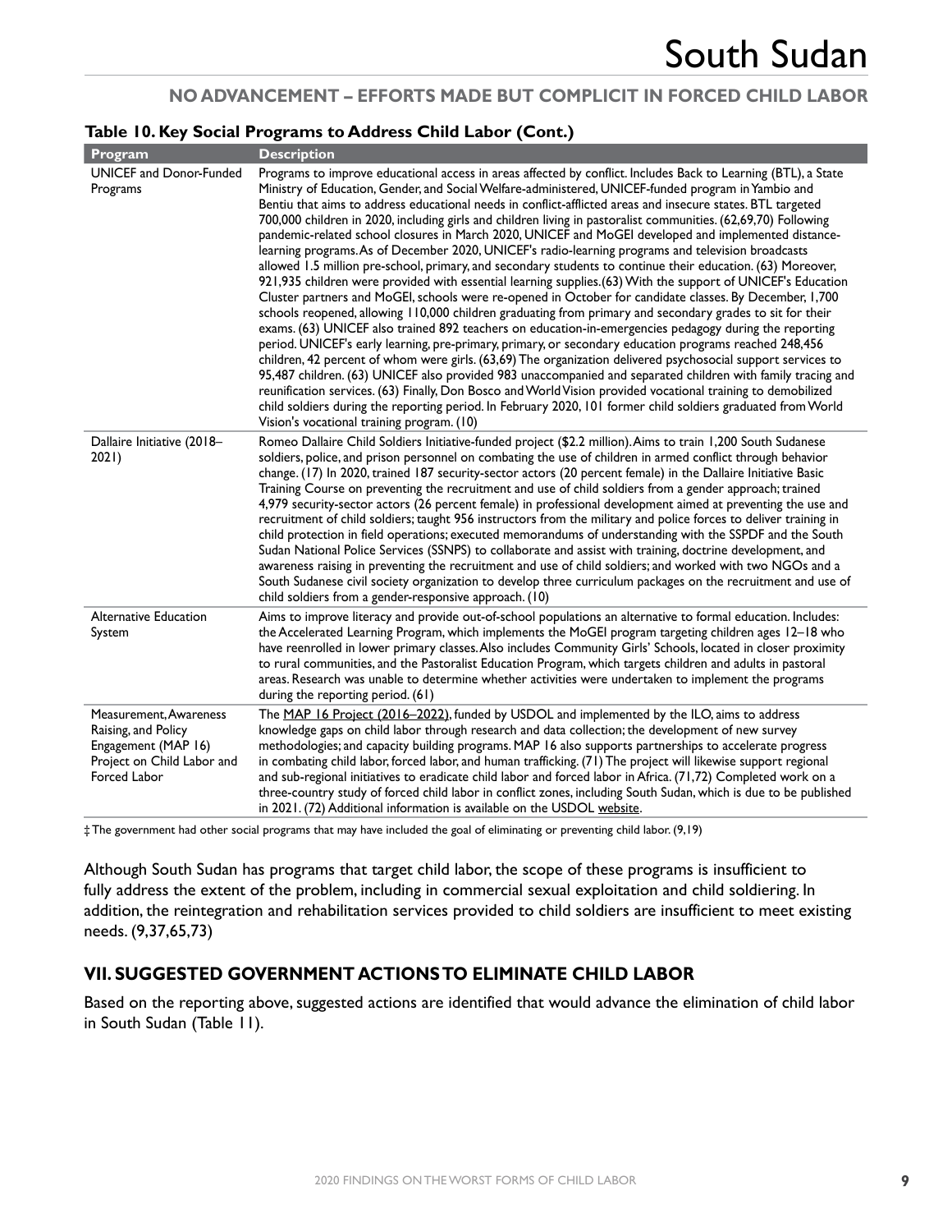# South Sudan

**NO ADVANCEMENT – EFFORTS MADE BUT COMPLICIT IN FORCED CHILD LABOR**

**Table 10. Key Social Programs to Address Child Labor (Cont.)**

| Program | Description |
|---|---|
| UNICEF and Donor-Funded Programs | Programs to improve educational access in areas affected by conflict. Includes Back to Learning (BTL), a State Ministry of Education, Gender, and Social Welfare-administered, UNICEF-funded program in Yambio and Bentiu that aims to address educational needs in conflict-afflicted areas and insecure states. BTL targeted 700,000 children in 2020, including girls and children living in pastoralist communities. (62,69,70) Following pandemic-related school closures in March 2020, UNICEF and MoGEI developed and implemented distance-learning programs. As of December 2020, UNICEF's radio-learning programs and television broadcasts allowed 1.5 million pre-school, primary, and secondary students to continue their education. (63) Moreover, 921,935 children were provided with essential learning supplies.(63) With the support of UNICEF's Education Cluster partners and MoGEI, schools were re-opened in October for candidate classes. By December, 1,700 schools reopened, allowing 110,000 children graduating from primary and secondary grades to sit for their exams. (63) UNICEF also trained 892 teachers on education-in-emergencies pedagogy during the reporting period. UNICEF's early learning, pre-primary, primary, or secondary education programs reached 248,456 children, 42 percent of whom were girls. (63,69) The organization delivered psychosocial support services to 95,487 children. (63) UNICEF also provided 983 unaccompanied and separated children with family tracing and reunification services. (63) Finally, Don Bosco and World Vision provided vocational training to demobilized child soldiers during the reporting period. In February 2020, 101 former child soldiers graduated from World Vision's vocational training program. (10) |
| Dallaire Initiative (2018–2021) | Romeo Dallaire Child Soldiers Initiative-funded project ($2.2 million). Aims to train 1,200 South Sudanese soldiers, police, and prison personnel on combating the use of children in armed conflict through behavior change. (17) In 2020, trained 187 security-sector actors (20 percent female) in the Dallaire Initiative Basic Training Course on preventing the recruitment and use of child soldiers from a gender approach; trained 4,979 security-sector actors (26 percent female) in professional development aimed at preventing the use and recruitment of child soldiers; taught 956 instructors from the military and police forces to deliver training in child protection in field operations; executed memorandums of understanding with the SSPDF and the South Sudan National Police Services (SSNPS) to collaborate and assist with training, doctrine development, and awareness raising in preventing the recruitment and use of child soldiers; and worked with two NGOs and a South Sudanese civil society organization to develop three curriculum packages on the recruitment and use of child soldiers from a gender-responsive approach. (10) |
| Alternative Education System | Aims to improve literacy and provide out-of-school populations an alternative to formal education. Includes: the Accelerated Learning Program, which implements the MoGEI program targeting children ages 12–18 who have reenrolled in lower primary classes. Also includes Community Girls' Schools, located in closer proximity to rural communities, and the Pastoralist Education Program, which targets children and adults in pastoral areas. Research was unable to determine whether activities were undertaken to implement the programs during the reporting period. (61) |
| Measurement, Awareness Raising, and Policy Engagement (MAP 16) Project on Child Labor and Forced Labor | The MAP 16 Project (2016–2022), funded by USDOL and implemented by the ILO, aims to address knowledge gaps on child labor through research and data collection; the development of new survey methodologies; and capacity building programs. MAP 16 also supports partnerships to accelerate progress in combating child labor, forced labor, and human trafficking. (71) The project will likewise support regional and sub-regional initiatives to eradicate child labor and forced labor in Africa. (71,72) Completed work on a three-country study of forced child labor in conflict zones, including South Sudan, which is due to be published in 2021. (72) Additional information is available on the USDOL website. |

‡ The government had other social programs that may have included the goal of eliminating or preventing child labor. (9,19)

Although South Sudan has programs that target child labor, the scope of these programs is insufficient to fully address the extent of the problem, including in commercial sexual exploitation and child soldiering. In addition, the reintegration and rehabilitation services provided to child soldiers are insufficient to meet existing needs. (9,37,65,73)

## VII. SUGGESTED GOVERNMENT ACTIONS TO ELIMINATE CHILD LABOR

Based on the reporting above, suggested actions are identified that would advance the elimination of child labor in South Sudan (Table 11).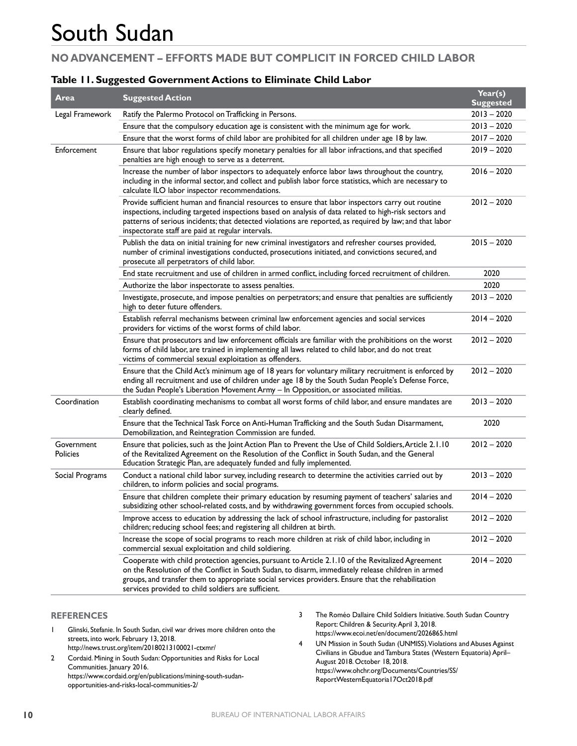# South Sudan

## NO ADVANCEMENT – EFFORTS MADE BUT COMPLICIT IN FORCED CHILD LABOR

### Table 11. Suggested Government Actions to Eliminate Child Labor

| Area | Suggested Action | Year(s) Suggested |
|---|---|---|
| Legal Framework | Ratify the Palermo Protocol on Trafficking in Persons. | 2013 – 2020 |
| | Ensure that the compulsory education age is consistent with the minimum age for work. | 2013 – 2020 |
| | Ensure that the worst forms of child labor are prohibited for all children under age 18 by law. | 2017 – 2020 |
| Enforcement | Ensure that labor regulations specify monetary penalties for all labor infractions, and that specified penalties are high enough to serve as a deterrent. | 2019 – 2020 |
| | Increase the number of labor inspectors to adequately enforce labor laws throughout the country, including in the informal sector, and collect and publish labor force statistics, which are necessary to calculate ILO labor inspector recommendations. | 2016 – 2020 |
| | Provide sufficient human and financial resources to ensure that labor inspectors carry out routine inspections, including targeted inspections based on analysis of data related to high-risk sectors and patterns of serious incidents; that detected violations are reported, as required by law; and that labor inspectorate staff are paid at regular intervals. | 2012 – 2020 |
| | Publish the data on initial training for new criminal investigators and refresher courses provided, number of criminal investigations conducted, prosecutions initiated, and convictions secured, and prosecute all perpetrators of child labor. | 2015 – 2020 |
| | End state recruitment and use of children in armed conflict, including forced recruitment of children. | 2020 |
| | Authorize the labor inspectorate to assess penalties. | 2020 |
| | Investigate, prosecute, and impose penalties on perpetrators; and ensure that penalties are sufficiently high to deter future offenders. | 2013 – 2020 |
| | Establish referral mechanisms between criminal law enforcement agencies and social services providers for victims of the worst forms of child labor. | 2014 – 2020 |
| | Ensure that prosecutors and law enforcement officials are familiar with the prohibitions on the worst forms of child labor, are trained in implementing all laws related to child labor, and do not treat victims of commercial sexual exploitation as offenders. | 2012 – 2020 |
| | Ensure that the Child Act's minimum age of 18 years for voluntary military recruitment is enforced by ending all recruitment and use of children under age 18 by the South Sudan People's Defense Force, the Sudan People's Liberation Movement Army – In Opposition, or associated militias. | 2012 – 2020 |
| Coordination | Establish coordinating mechanisms to combat all worst forms of child labor, and ensure mandates are clearly defined. | 2013 – 2020 |
| | Ensure that the Technical Task Force on Anti-Human Trafficking and the South Sudan Disarmament, Demobilization, and Reintegration Commission are funded. | 2020 |
| Government Policies | Ensure that policies, such as the Joint Action Plan to Prevent the Use of Child Soldiers, Article 2.1.10 of the Revitalized Agreement on the Resolution of the Conflict in South Sudan, and the General Education Strategic Plan, are adequately funded and fully implemented. | 2012 – 2020 |
| Social Programs | Conduct a national child labor survey, including research to determine the activities carried out by children, to inform policies and social programs. | 2013 – 2020 |
| | Ensure that children complete their primary education by resuming payment of teachers' salaries and subsidizing other school-related costs, and by withdrawing government forces from occupied schools. | 2014 – 2020 |
| | Improve access to education by addressing the lack of school infrastructure, including for pastoralist children; reducing school fees; and registering all children at birth. | 2012 – 2020 |
| | Increase the scope of social programs to reach more children at risk of child labor, including in commercial sexual exploitation and child soldiering. | 2012 – 2020 |
| | Cooperate with child protection agencies, pursuant to Article 2.1.10 of the Revitalized Agreement on the Resolution of the Conflict in South Sudan, to disarm, immediately release children in armed groups, and transfer them to appropriate social services providers. Ensure that the rehabilitation services provided to child soldiers are sufficient. | 2014 – 2020 |

## REFERENCES

1. Glinski, Stefanie. In South Sudan, civil war drives more children onto the streets, into work. February 13, 2018. http://news.trust.org/item/20180213100021-ctxmr/
2. Cordaid. Mining in South Sudan: Opportunities and Risks for Local Communities. January 2016. https://www.cordaid.org/en/publications/mining-south-sudan-opportunities-and-risks-local-communities-2/
3. The Roméo Dallaire Child Soldiers Initiative. South Sudan Country Report: Children & Security. April 3, 2018. https://www.ecoi.net/en/document/2026865.html
4. UN Mission in South Sudan (UNMISS). Violations and Abuses Against Civilians in Gbudue and Tambura States (Western Equatoria) April–August 2018. October 18, 2018. https://www.ohchr.org/Documents/Countries/SS/ReportWesternEquatoria17Oct2018.pdf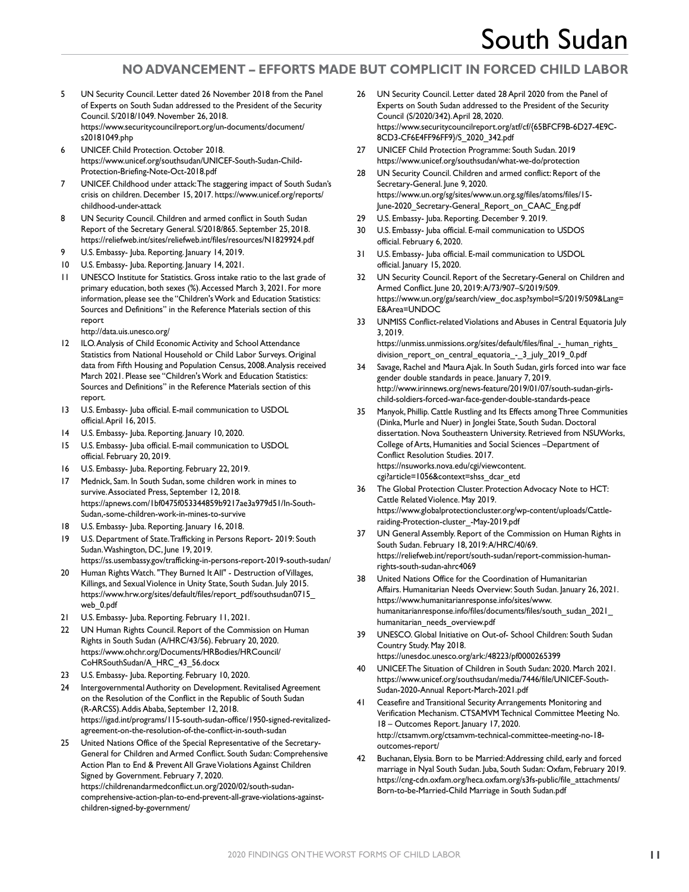5. UN Security Council. Letter dated 26 November 2018 from the Panel of Experts on South Sudan addressed to the President of the Security Council. S/2018/1049. November 26, 2018. https://www.securitycouncilreport.org/un-documents/document/s20181049.php
6. UNICEF. Child Protection. October 2018. https://www.unicef.org/southsudan/UNICEF-South-Sudan-Child-Protection-Briefing-Note-Oct-2018.pdf
7. UNICEF. Childhood under attack: The staggering impact of South Sudan's crisis on children. December 15, 2017. https://www.unicef.org/reports/childhood-under-attack
8. UN Security Council. Children and armed conflict in South Sudan Report of the Secretary General. S/2018/865. September 25, 2018. https://reliefweb.int/sites/reliefweb.int/files/resources/N1829924.pdf
9. U.S. Embassy- Juba. Reporting. January 14, 2019.
10. U.S. Embassy- Juba. Reporting. January 14, 2021.
11. UNESCO Institute for Statistics. Gross intake ratio to the last grade of primary education, both sexes (%). Accessed March 3, 2021. For more information, please see the "Children's Work and Education Statistics: Sources and Definitions" in the Reference Materials section of this report http://data.uis.unesco.org/
12. ILO. Analysis of Child Economic Activity and School Attendance Statistics from National Household or Child Labor Surveys. Original data from Fifth Housing and Population Census, 2008. Analysis received March 2021. Please see "Children's Work and Education Statistics: Sources and Definitions" in the Reference Materials section of this report.
13. U.S. Embassy- Juba official. E-mail communication to USDOL official. April 16, 2015.
14. U.S. Embassy- Juba. Reporting. January 10, 2020.
15. U.S. Embassy- Juba official. E-mail communication to USDOL official. February 20, 2019.
16. U.S. Embassy- Juba. Reporting. February 22, 2019.
17. Mednick, Sam. In South Sudan, some children work in mines to survive. Associated Press, September 12, 2018. https://apnews.com/1bf0475f053344859b9217ae3a979d51/In-South-Sudan,-some-children-work-in-mines-to-survive
18. U.S. Embassy- Juba. Reporting. January 16, 2018.
19. U.S. Department of State. Trafficking in Persons Report- 2019: South Sudan. Washington, DC, June 19, 2019. https://ss.usembassy.gov/trafficking-in-persons-report-2019-south-sudan/
20. Human Rights Watch. "They Burned It All" - Destruction of Villages, Killings, and Sexual Violence in Unity State, South Sudan. July 2015. https://www.hrw.org/sites/default/files/report_pdf/southsudan0715_web_0.pdf
21. U.S. Embassy- Juba. Reporting. February 11, 2021.
22. UN Human Rights Council. Report of the Commission on Human Rights in South Sudan (A/HRC/43/56). February 20, 2020. https://www.ohchr.org/Documents/HRBodies/HRCouncil/CoHRSouthSudan/A_HRC_43_56.docx
23. U.S. Embassy- Juba. Reporting. February 10, 2020.
24. Intergovernmental Authority on Development. Revitalised Agreement on the Resolution of the Conflict in the Republic of South Sudan (R-ARCSS). Addis Ababa, September 12, 2018. https://igad.int/programs/115-south-sudan-office/1950-signed-revitalized-agreement-on-the-resolution-of-the-conflict-in-south-sudan
25. United Nations Office of the Special Representative of the Secretary-General for Children and Armed Conflict. South Sudan: Comprehensive Action Plan to End & Prevent All Grave Violations Against Children Signed by Government. February 7, 2020. https://childrenandarmedconflict.un.org/2020/02/south-sudan-comprehensive-action-plan-to-end-prevent-all-grave-violations-against-children-signed-by-government/
26. UN Security Council. Letter dated 28 April 2020 from the Panel of Experts on South Sudan addressed to the President of the Security Council (S/2020/342). April 28, 2020. https://www.securitycouncilreport.org/atf/cf/{65BFCF9B-6D27-4E9C-8CD3-CF6E4FF96FF9}/S_2020_342.pdf
27. UNICEF Child Protection Programme: South Sudan. 2019 https://www.unicef.org/southsudan/what-we-do/protection
28. UN Security Council. Children and armed conflict: Report of the Secretary-General. June 9, 2020. https://www.un.org/sg/sites/www.un.org.sg/files/atoms/files/15-June-2020_Secretary-General_Report_on_CAAC_Eng.pdf
29. U.S. Embassy- Juba. Reporting. December 9. 2019.
30. U.S. Embassy- Juba official. E-mail communication to USDOS official. February 6, 2020.
31. U.S. Embassy- Juba official. E-mail communication to USDOL official. January 15, 2020.
32. UN Security Council. Report of the Secretary-General on Children and Armed Conflict. June 20, 2019: A/73/907–S/2019/509. https://www.un.org/ga/search/view_doc.asp?symbol=S/2019/509&Lang=E&Area=UNDOC
33. UNMISS Conflict-related Violations and Abuses in Central Equatoria July 3, 2019. https://unmiss.unmissions.org/sites/default/files/final_-_human_rights_division_report_on_central_equatoria_-_3_july_2019_0.pdf
34. Savage, Rachel and Maura Ajak. In South Sudan, girls forced into war face gender double standards in peace. January 7, 2019. http://www.irinnews.org/news-feature/2019/01/07/south-sudan-girls-child-soldiers-forced-war-face-gender-double-standards-peace
35. Manyok, Phillip. Cattle Rustling and Its Effects among Three Communities (Dinka, Murle and Nuer) in Jonglei State, South Sudan. Doctoral dissertation. Nova Southeastern University. Retrieved from NSUWorks, College of Arts, Humanities and Social Sciences –Department of Conflict Resolution Studies. 2017. https://nsuworks.nova.edu/cgi/viewcontent.cgi?article=1056&context=shss_dcar_etd
36. The Global Protection Cluster. Protection Advocacy Note to HCT: Cattle Related Violence. May 2019. https://www.globalprotectioncluster.org/wp-content/uploads/Cattle-raiding-Protection-cluster_-May-2019.pdf
37. UN General Assembly. Report of the Commission on Human Rights in South Sudan. February 18, 2019: A/HRC/40/69. https://reliefweb.int/report/south-sudan/report-commission-human-rights-south-sudan-ahrc4069
38. United Nations Office for the Coordination of Humanitarian Affairs. Humanitarian Needs Overview: South Sudan. January 26, 2021. https://www.humanitarianresponse.info/sites/www.humanitarianresponse.info/files/documents/files/south_sudan_2021_humanitarian_needs_overview.pdf
39. UNESCO. Global Initiative on Out-of- School Children: South Sudan Country Study. May 2018. https://unesdoc.unesco.org/ark:/48223/pf0000265399
40. UNICEF. The Situation of Children in South Sudan: 2020. March 2021. https://www.unicef.org/southsudan/media/7446/file/UNICEF-South-Sudan-2020-Annual Report-March-2021.pdf
41. Ceasefire and Transitional Security Arrangements Monitoring and Verification Mechanism. CTSAMVM Technical Committee Meeting No. 18 – Outcomes Report. January 17, 2020. http://ctsamvm.org/ctsamvm-technical-committee-meeting-no-18-outcomes-report/
42. Buchanan, Elysia. Born to be Married: Addressing child, early and forced marriage in Nyal South Sudan. Juba, South Sudan: Oxfam, February 2019. https://cng-cdn.oxfam.org/heca.oxfam.org/s3fs-public/file_attachments/Born-to-be-Married-Child Marriage in South Sudan.pdf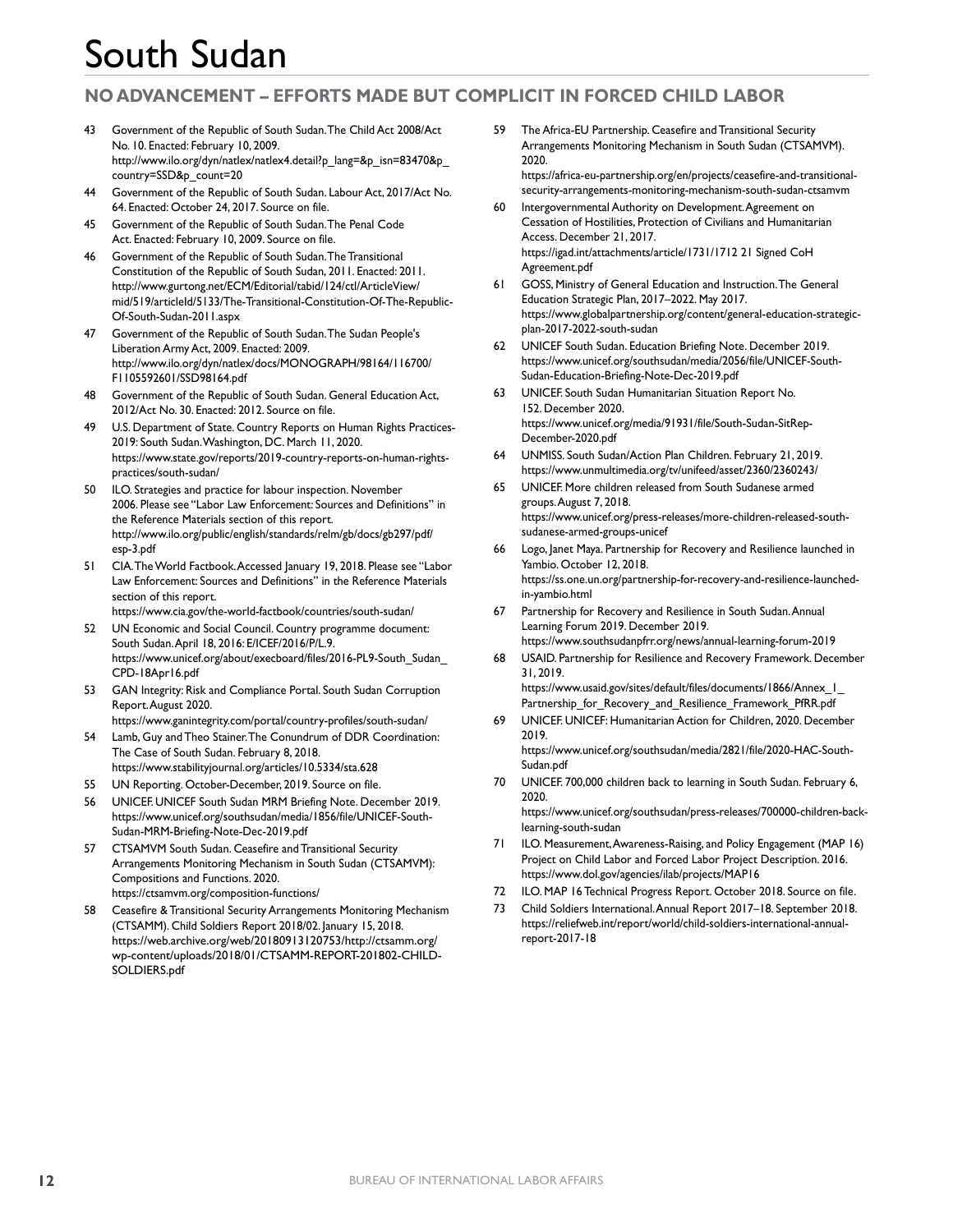# South Sudan

## NO ADVANCEMENT – EFFORTS MADE BUT COMPLICIT IN FORCED CHILD LABOR

43 Government of the Republic of South Sudan. The Child Act 2008/Act No. 10. Enacted: February 10, 2009. http://www.ilo.org/dyn/natlex/natlex4.detail?p_lang=&p_isn=83470&p_country=SSD&p_count=20

44 Government of the Republic of South Sudan. Labour Act, 2017/Act No. 64. Enacted: October 24, 2017. Source on file.

45 Government of the Republic of South Sudan. The Penal Code Act. Enacted: February 10, 2009. Source on file.

46 Government of the Republic of South Sudan. The Transitional Constitution of the Republic of South Sudan, 2011. Enacted: 2011. http://www.gurtong.net/ECM/Editorial/tabid/124/ctl/ArticleView/mid/519/articleId/5133/The-Transitional-Constitution-Of-The-Republic-Of-South-Sudan-2011.aspx

47 Government of the Republic of South Sudan. The Sudan People's Liberation Army Act, 2009. Enacted: 2009. http://www.ilo.org/dyn/natlex/docs/MONOGRAPH/98164/116700/F1105592601/SSD98164.pdf

48 Government of the Republic of South Sudan. General Education Act, 2012/Act No. 30. Enacted: 2012. Source on file.

49 U.S. Department of State. Country Reports on Human Rights Practices-2019: South Sudan. Washington, DC. March 11, 2020. https://www.state.gov/reports/2019-country-reports-on-human-rights-practices/south-sudan/

50 ILO. Strategies and practice for labour inspection. November 2006. Please see "Labor Law Enforcement: Sources and Definitions" in the Reference Materials section of this report. http://www.ilo.org/public/english/standards/relm/gb/docs/gb297/pdf/esp-3.pdf

51 CIA. The World Factbook. Accessed January 19, 2018. Please see "Labor Law Enforcement: Sources and Definitions" in the Reference Materials section of this report. https://www.cia.gov/the-world-factbook/countries/south-sudan/

52 UN Economic and Social Council. Country programme document: South Sudan. April 18, 2016: E/ICEF/2016/P/L.9. https://www.unicef.org/about/execboard/files/2016-PL9-South_Sudan_CPD-18Apr16.pdf

53 GAN Integrity: Risk and Compliance Portal. South Sudan Corruption Report. August 2020. https://www.ganintegrity.com/portal/country-profiles/south-sudan/

54 Lamb, Guy and Theo Stainer. The Conundrum of DDR Coordination: The Case of South Sudan. February 8, 2018. https://www.stabilityjournal.org/articles/10.5334/sta.628

55 UN Reporting. October-December, 2019. Source on file.

56 UNICEF. UNICEF South Sudan MRM Briefing Note. December 2019. https://www.unicef.org/southsudan/media/1856/file/UNICEF-South-Sudan-MRM-Briefing-Note-Dec-2019.pdf

57 CTSAMVM South Sudan. Ceasefire and Transitional Security Arrangements Monitoring Mechanism in South Sudan (CTSAMVM): Compositions and Functions. 2020. https://ctsamvm.org/composition-functions/

58 Ceasefire & Transitional Security Arrangements Monitoring Mechanism (CTSAMM). Child Soldiers Report 2018/02. January 15, 2018. https://web.archive.org/web/20180913120753/http://ctsamm.org/wp-content/uploads/2018/01/CTSAMM-REPORT-201802-CHILD-SOLDIERS.pdf

59 The Africa-EU Partnership. Ceasefire and Transitional Security Arrangements Monitoring Mechanism in South Sudan (CTSAMVM). 2020. https://africa-eu-partnership.org/en/projects/ceasefire-and-transitional-security-arrangements-monitoring-mechanism-south-sudan-ctsamvm

60 Intergovernmental Authority on Development. Agreement on Cessation of Hostilities, Protection of Civilians and Humanitarian Access. December 21, 2017. https://igad.int/attachments/article/1731/1712 21 Signed CoH Agreement.pdf

61 GOSS, Ministry of General Education and Instruction. The General Education Strategic Plan, 2017–2022. May 2017. https://www.globalpartnership.org/content/general-education-strategic-plan-2017-2022-south-sudan

62 UNICEF South Sudan. Education Briefing Note. December 2019. https://www.unicef.org/southsudan/media/2056/file/UNICEF-South-Sudan-Education-Briefing-Note-Dec-2019.pdf

63 UNICEF. South Sudan Humanitarian Situation Report No. 152. December 2020. https://www.unicef.org/media/91931/file/South-Sudan-SitRep-December-2020.pdf

64 UNMISS. South Sudan/Action Plan Children. February 21, 2019. https://www.unmultimedia.org/tv/unifeed/asset/2360/2360243/

65 UNICEF. More children released from South Sudanese armed groups. August 7, 2018. https://www.unicef.org/press-releases/more-children-released-south-sudanese-armed-groups-unicef

66 Logo, Janet Maya. Partnership for Recovery and Resilience launched in Yambio. October 12, 2018. https://ss.one.un.org/partnership-for-recovery-and-resilience-launched-in-yambio.html

67 Partnership for Recovery and Resilience in South Sudan. Annual Learning Forum 2019. December 2019. https://www.southsudanpfrr.org/news/annual-learning-forum-2019

68 USAID. Partnership for Resilience and Recovery Framework. December 31, 2019. https://www.usaid.gov/sites/default/files/documents/1866/Annex_1_Partnership_for_Recovery_and_Resilience_Framework_PfRR.pdf

69 UNICEF. UNICEF: Humanitarian Action for Children, 2020. December 2019. https://www.unicef.org/southsudan/media/2821/file/2020-HAC-South-Sudan.pdf

70 UNICEF. 700,000 children back to learning in South Sudan. February 6, 2020. https://www.unicef.org/southsudan/press-releases/700000-children-back-learning-south-sudan

71 ILO. Measurement, Awareness-Raising, and Policy Engagement (MAP 16) Project on Child Labor and Forced Labor Project Description. 2016. https://www.dol.gov/agencies/ilab/projects/MAP16

72 ILO. MAP 16 Technical Progress Report. October 2018. Source on file.

73 Child Soldiers International. Annual Report 2017–18. September 2018. https://reliefweb.int/report/world/child-soldiers-international-annual-report-2017-18